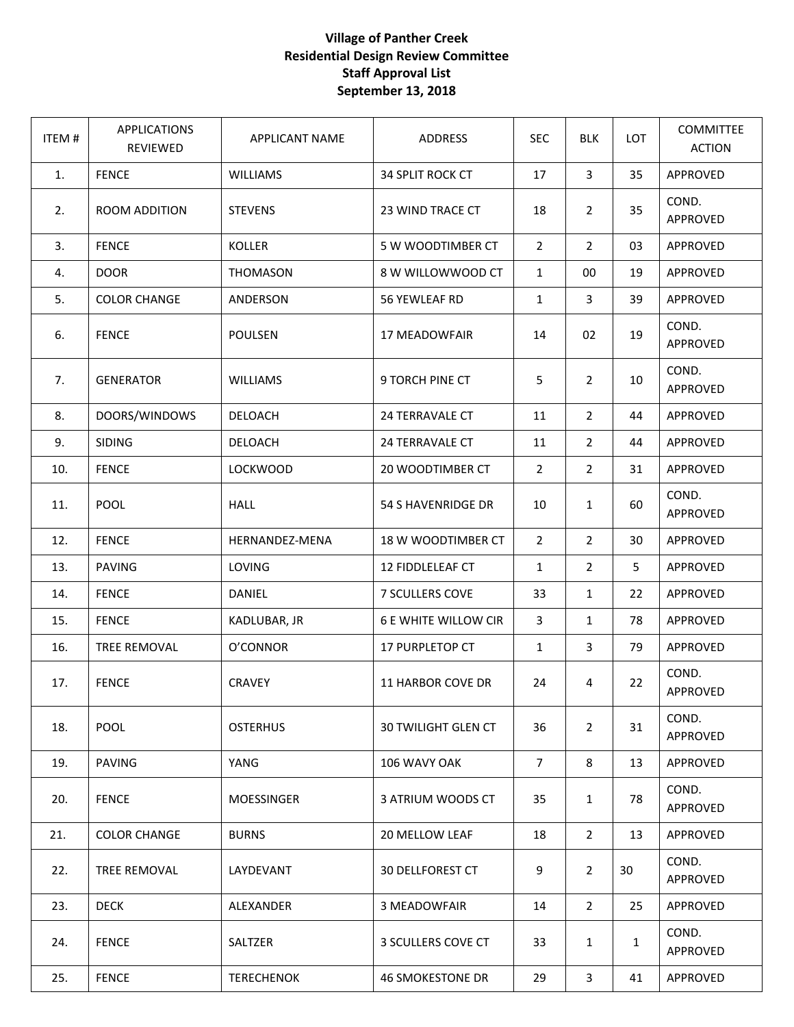**Village of Panther Creek**
**Residential Design Review Committee**
**Staff Approval List**
**September 13, 2018**

| ITEM # | APPLICATIONS REVIEWED | APPLICANT NAME | ADDRESS | SEC | BLK | LOT | COMMITTEE ACTION |
|---|---|---|---|---|---|---|---|
| 1. | FENCE | WILLIAMS | 34 SPLIT ROCK CT | 17 | 3 | 35 | APPROVED |
| 2. | ROOM ADDITION | STEVENS | 23 WIND TRACE CT | 18 | 2 | 35 | COND. APPROVED |
| 3. | FENCE | KOLLER | 5 W WOODTIMBER CT | 2 | 2 | 03 | APPROVED |
| 4. | DOOR | THOMASON | 8 W WILLOWWOOD CT | 1 | 00 | 19 | APPROVED |
| 5. | COLOR CHANGE | ANDERSON | 56 YEWLEAF RD | 1 | 3 | 39 | APPROVED |
| 6. | FENCE | POULSEN | 17 MEADOWFAIR | 14 | 02 | 19 | COND. APPROVED |
| 7. | GENERATOR | WILLIAMS | 9 TORCH PINE CT | 5 | 2 | 10 | COND. APPROVED |
| 8. | DOORS/WINDOWS | DELOACH | 24 TERRAVALE CT | 11 | 2 | 44 | APPROVED |
| 9. | SIDING | DELOACH | 24 TERRAVALE CT | 11 | 2 | 44 | APPROVED |
| 10. | FENCE | LOCKWOOD | 20 WOODTIMBER CT | 2 | 2 | 31 | APPROVED |
| 11. | POOL | HALL | 54 S HAVENRIDGE DR | 10 | 1 | 60 | COND. APPROVED |
| 12. | FENCE | HERNANDEZ-MENA | 18 W WOODTIMBER CT | 2 | 2 | 30 | APPROVED |
| 13. | PAVING | LOVING | 12 FIDDLELEAF CT | 1 | 2 | 5 | APPROVED |
| 14. | FENCE | DANIEL | 7 SCULLERS COVE | 33 | 1 | 22 | APPROVED |
| 15. | FENCE | KADLUBAR, JR | 6 E WHITE WILLOW CIR | 3 | 1 | 78 | APPROVED |
| 16. | TREE REMOVAL | O'CONNOR | 17 PURPLETOP CT | 1 | 3 | 79 | APPROVED |
| 17. | FENCE | CRAVEY | 11 HARBOR COVE DR | 24 | 4 | 22 | COND. APPROVED |
| 18. | POOL | OSTERHUS | 30 TWILIGHT GLEN CT | 36 | 2 | 31 | COND. APPROVED |
| 19. | PAVING | YANG | 106 WAVY OAK | 7 | 8 | 13 | APPROVED |
| 20. | FENCE | MOESSINGER | 3 ATRIUM WOODS CT | 35 | 1 | 78 | COND. APPROVED |
| 21. | COLOR CHANGE | BURNS | 20 MELLOW LEAF | 18 | 2 | 13 | APPROVED |
| 22. | TREE REMOVAL | LAYDEVANT | 30 DELLFOREST CT | 9 | 2 | 30 | COND. APPROVED |
| 23. | DECK | ALEXANDER | 3 MEADOWFAIR | 14 | 2 | 25 | APPROVED |
| 24. | FENCE | SALTZER | 3 SCULLERS COVE CT | 33 | 1 | 1 | COND. APPROVED |
| 25. | FENCE | TERECHENOK | 46 SMOKESTONE DR | 29 | 3 | 41 | APPROVED |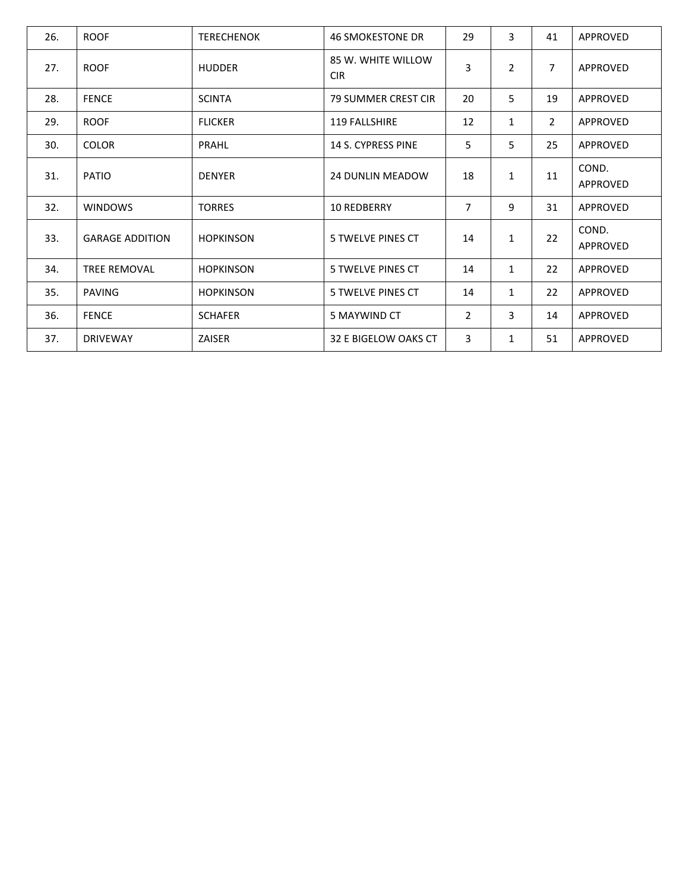| | | | | | | | |
|---|---|---|---|---|---|---|---|
| 26. | ROOF | TERECHENOK | 46 SMOKESTONE DR | 29 | 3 | 41 | APPROVED |
| 27. | ROOF | HUDDER | 85 W. WHITE WILLOW CIR | 3 | 2 | 7 | APPROVED |
| 28. | FENCE | SCINTA | 79 SUMMER CREST CIR | 20 | 5 | 19 | APPROVED |
| 29. | ROOF | FLICKER | 119 FALLSHIRE | 12 | 1 | 2 | APPROVED |
| 30. | COLOR | PRAHL | 14 S. CYPRESS PINE | 5 | 5 | 25 | APPROVED |
| 31. | PATIO | DENYER | 24 DUNLIN MEADOW | 18 | 1 | 11 | COND. APPROVED |
| 32. | WINDOWS | TORRES | 10 REDBERRY | 7 | 9 | 31 | APPROVED |
| 33. | GARAGE ADDITION | HOPKINSON | 5 TWELVE PINES CT | 14 | 1 | 22 | COND. APPROVED |
| 34. | TREE REMOVAL | HOPKINSON | 5 TWELVE PINES CT | 14 | 1 | 22 | APPROVED |
| 35. | PAVING | HOPKINSON | 5 TWELVE PINES CT | 14 | 1 | 22 | APPROVED |
| 36. | FENCE | SCHAFER | 5 MAYWIND CT | 2 | 3 | 14 | APPROVED |
| 37. | DRIVEWAY | ZAISER | 32 E BIGELOW OAKS CT | 3 | 1 | 51 | APPROVED |